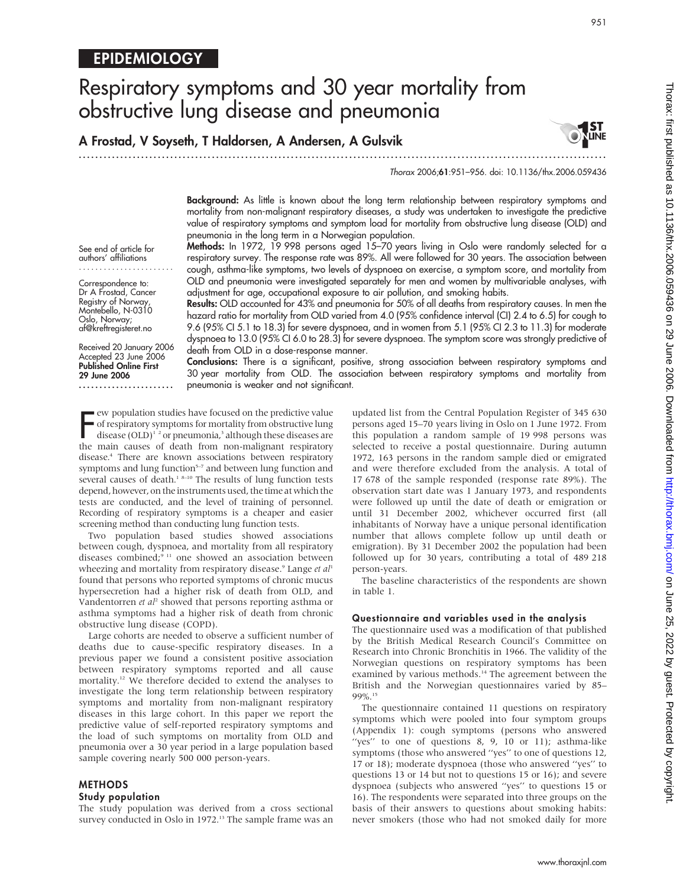EPIDEMIOLOGY

# Respiratory symptoms and 30 year mortality from obstructive lung disease and pneumonia

**A Frostad, V Soyseth, T Haldorsen, A Andersen, A Gulsvik**

*Thorax* 2006;**61**:951–956. doi: 10.1136/thx.2006.059436

See end of article for authors' affiliations

Correspondence to: Dr A Frostad, Cancer Registry of Norway, Montebello, N-0310 Oslo, Norway; af@kreftregisteret.no

Received 20 January 2006
Accepted 23 June 2006
**Published Online First 29 June 2006**

**Background:** As little is known about the long term relationship between respiratory symptoms and mortality from non-malignant respiratory diseases, a study was undertaken to investigate the predictive value of respiratory symptoms and symptom load for mortality from obstructive lung disease (OLD) and pneumonia in the long term in a Norwegian population.

**Methods:** In 1972, 19 998 persons aged 15–70 years living in Oslo were randomly selected for a respiratory survey. The response rate was 89%. All were followed for 30 years. The association between cough, asthma-like symptoms, two levels of dyspnoea on exercise, a symptom score, and mortality from OLD and pneumonia were investigated separately for men and women by multivariable analyses, with adjustment for age, occupational exposure to air pollution, and smoking habits.

**Results:** OLD accounted for 43% and pneumonia for 50% of all deaths from respiratory causes. In men the hazard ratio for mortality from OLD varied from 4.0 (95% confidence interval (CI) 2.4 to 6.5) for cough to 9.6 (95% CI 5.1 to 18.3) for severe dyspnoea, and in women from 5.1 (95% CI 2.3 to 11.3) for moderate dyspnoea to 13.0 (95% CI 6.0 to 28.3) for severe dyspnoea. The symptom score was strongly predictive of death from OLD in a dose-response manner.

**Conclusions:** There is a significant, positive, strong association between respiratory symptoms and 30 year mortality from OLD. The association between respiratory symptoms and mortality from pneumonia is weaker and not significant.

Few population studies have focused on the predictive value of respiratory symptoms for mortality from obstructive lung disease (OLD)[1 2] or pneumonia,[3] although these diseases are the main causes of death from non-malignant respiratory disease.[4] There are known associations between respiratory symptoms and lung function[5–7] and between lung function and several causes of death.[1 8–10] The results of lung function tests depend, however, on the instruments used, the time at which the tests are conducted, and the level of training of personnel. Recording of respiratory symptoms is a cheaper and easier screening method than conducting lung function tests.

Two population based studies showed associations between cough, dyspnoea, and mortality from all respiratory diseases combined;[9 11] one showed an association between wheezing and mortality from respiratory disease.[9] Lange *et al*[1] found that persons who reported symptoms of chronic mucus hypersecretion had a higher risk of death from OLD, and Vandentorren *et al*[2] showed that persons reporting asthma or asthma symptoms had a higher risk of death from chronic obstructive lung disease (COPD).

Large cohorts are needed to observe a sufficient number of deaths due to cause-specific respiratory diseases. In a previous paper we found a consistent positive association between respiratory symptoms reported and all cause mortality.[12] We therefore decided to extend the analyses to investigate the long term relationship between respiratory symptoms and mortality from non-malignant respiratory diseases in this large cohort. In this paper we report the predictive value of self-reported respiratory symptoms and the load of such symptoms on mortality from OLD and pneumonia over a 30 year period in a large population based sample covering nearly 500 000 person-years.

## METHODS

### Study population

The study population was derived from a cross sectional survey conducted in Oslo in 1972.[13] The sample frame was an updated list from the Central Population Register of 345 630 persons aged 15–70 years living in Oslo on 1 June 1972. From this population a random sample of 19 998 persons was selected to receive a postal questionnaire. During autumn 1972, 163 persons in the random sample died or emigrated and were therefore excluded from the analysis. A total of 17 678 of the sample responded (response rate 89%). The observation start date was 1 January 1973, and respondents were followed up until the date of death or emigration or until 31 December 2002, whichever occurred first (all inhabitants of Norway have a unique personal identification number that allows complete follow up until death or emigration). By 31 December 2002 the population had been followed up for 30 years, contributing a total of 489 218 person-years.

The baseline characteristics of the respondents are shown in table 1.

### Questionnaire and variables used in the analysis

The questionnaire used was a modification of that published by the British Medical Research Council's Committee on Research into Chronic Bronchitis in 1966. The validity of the Norwegian questions on respiratory symptoms has been examined by various methods.[14] The agreement between the British and the Norwegian questionnaires varied by 85–99%.[15]

The questionnaire contained 11 questions on respiratory symptoms which were pooled into four symptom groups (Appendix 1): cough symptoms (persons who answered "yes" to one of questions 8, 9, 10 or 11); asthma-like symptoms (those who answered "yes" to one of questions 12, 17 or 18); moderate dyspnoea (those who answered "yes" to questions 13 or 14 but not to questions 15 or 16); and severe dyspnoea (subjects who answered "yes" to questions 15 or 16). The respondents were separated into three groups on the basis of their answers to questions about smoking habits: never smokers (those who had not smoked daily for more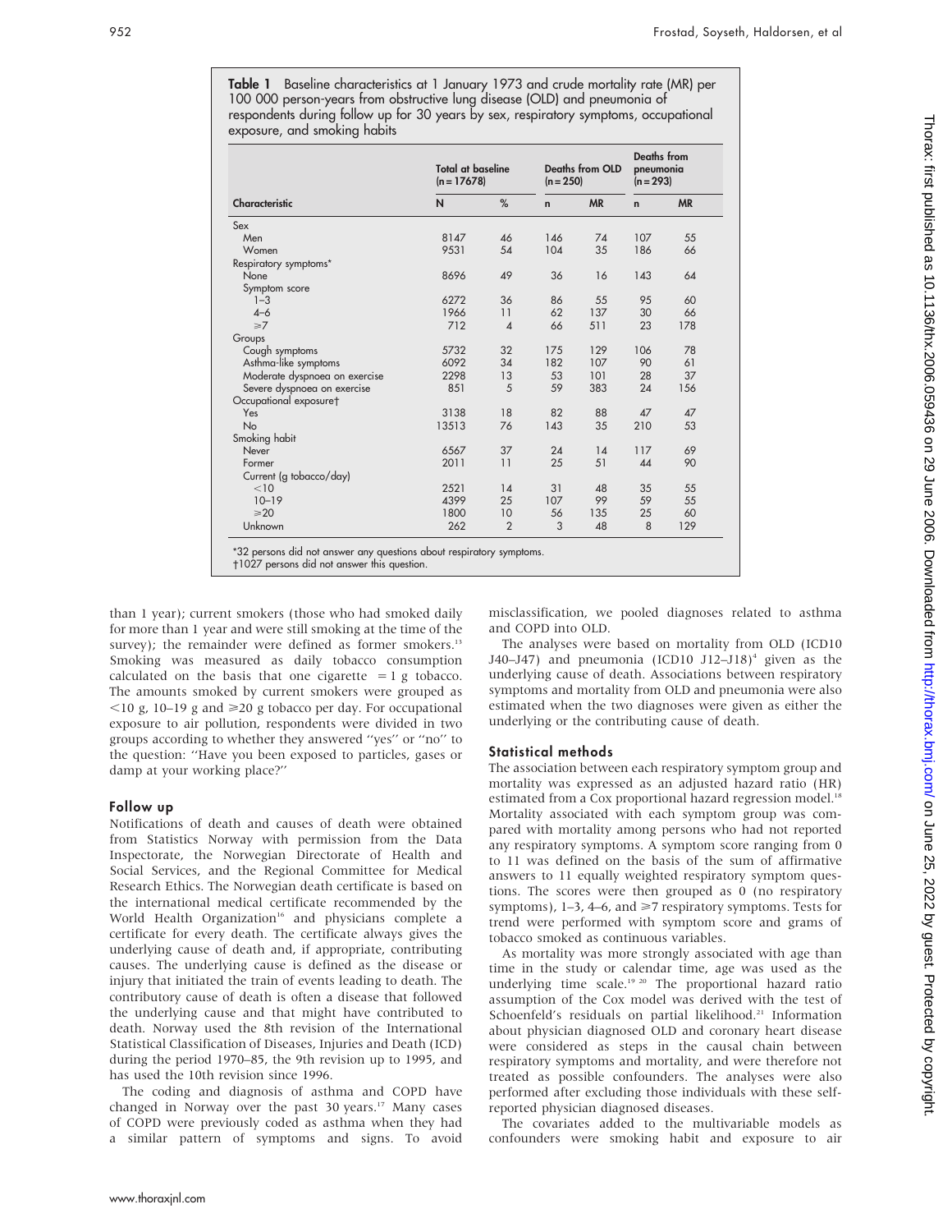**Table 1** Baseline characteristics at 1 January 1973 and crude mortality rate (MR) per 100 000 person-years from obstructive lung disease (OLD) and pneumonia of respondents during follow up for 30 years by sex, respiratory symptoms, occupational exposure, and smoking habits

| | Total at baseline (n = 17678) | | Deaths from OLD (n = 250) | | Deaths from pneumonia (n = 293) | |
|---|---|---|---|---|---|---|
| Characteristic | N | % | n | MR | n | MR |
| Sex | | | | | | |
| Men | 8147 | 46 | 146 | 74 | 107 | 55 |
| Women | 9531 | 54 | 104 | 35 | 186 | 66 |
| Respiratory symptoms* | | | | | | |
| None | 8696 | 49 | 36 | 16 | 143 | 64 |
| Symptom score | | | | | | |
| 1–3 | 6272 | 36 | 86 | 55 | 95 | 60 |
| 4–6 | 1966 | 11 | 62 | 137 | 30 | 66 |
| ≥7 | 712 | 4 | 66 | 511 | 23 | 178 |
| Groups | | | | | | |
| Cough symptoms | 5732 | 32 | 175 | 129 | 106 | 78 |
| Asthma-like symptoms | 6092 | 34 | 182 | 107 | 90 | 61 |
| Moderate dyspnoea on exercise | 2298 | 13 | 53 | 101 | 28 | 37 |
| Severe dyspnoea on exercise | 851 | 5 | 59 | 383 | 24 | 156 |
| Occupational exposure† | | | | | | |
| Yes | 3138 | 18 | 82 | 88 | 47 | 47 |
| No | 13513 | 76 | 143 | 35 | 210 | 53 |
| Smoking habit | | | | | | |
| Never | 6567 | 37 | 24 | 14 | 117 | 69 |
| Former | 2011 | 11 | 25 | 51 | 44 | 90 |
| Current (g tobacco/day) | | | | | | |
| <10 | 2521 | 14 | 31 | 48 | 35 | 55 |
| 10–19 | 4399 | 25 | 107 | 99 | 59 | 55 |
| ≥20 | 1800 | 10 | 56 | 135 | 25 | 60 |
| Unknown | 262 | 2 | 3 | 48 | 8 | 129 |

*32 persons did not answer any questions about respiratory symptoms.
†1027 persons did not answer this question.

than 1 year); current smokers (those who had smoked daily for more than 1 year and were still smoking at the time of the survey); the remainder were defined as former smokers.[13] Smoking was measured as daily tobacco consumption calculated on the basis that one cigarette = 1 g tobacco. The amounts smoked by current smokers were grouped as <10 g, 10–19 g and ≥20 g tobacco per day. For occupational exposure to air pollution, respondents were divided in two groups according to whether they answered "yes" or "no" to the question: "Have you been exposed to particles, gases or damp at your working place?"

### Follow up

Notifications of death and causes of death were obtained from Statistics Norway with permission from the Data Inspectorate, the Norwegian Directorate of Health and Social Services, and the Regional Committee for Medical Research Ethics. The Norwegian death certificate is based on the international medical certificate recommended by the World Health Organization[16] and physicians complete a certificate for every death. The certificate always gives the underlying cause of death and, if appropriate, contributing causes. The underlying cause is defined as the disease or injury that initiated the train of events leading to death. The contributory cause of death is often a disease that followed the underlying cause and that might have contributed to death. Norway used the 8th revision of the International Statistical Classification of Diseases, Injuries and Death (ICD) during the period 1970–85, the 9th revision up to 1995, and has used the 10th revision since 1996.

The coding and diagnosis of asthma and COPD have changed in Norway over the past 30 years.[17] Many cases of COPD were previously coded as asthma when they had a similar pattern of symptoms and signs. To avoid misclassification, we pooled diagnoses related to asthma and COPD into OLD.

The analyses were based on mortality from OLD (ICD10 J40–J47) and pneumonia (ICD10 J12–J18)[4] given as the underlying cause of death. Associations between respiratory symptoms and mortality from OLD and pneumonia were also estimated when the two diagnoses were given as either the underlying or the contributing cause of death.

### Statistical methods

The association between each respiratory symptom group and mortality was expressed as an adjusted hazard ratio (HR) estimated from a Cox proportional hazard regression model.[18] Mortality associated with each symptom group was compared with mortality among persons who had not reported any respiratory symptoms. A symptom score ranging from 0 to 11 was defined on the basis of the sum of affirmative answers to 11 equally weighted respiratory symptom questions. The scores were then grouped as 0 (no respiratory symptoms), 1–3, 4–6, and ≥7 respiratory symptoms. Tests for trend were performed with symptom score and grams of tobacco smoked as continuous variables.

As mortality was more strongly associated with age than time in the study or calendar time, age was used as the underlying time scale.[19 20] The proportional hazard ratio assumption of the Cox model was derived with the test of Schoenfeld's residuals on partial likelihood.[21] Information about physician diagnosed OLD and coronary heart disease were considered as steps in the causal chain between respiratory symptoms and mortality, and were therefore not treated as possible confounders. The analyses were also performed after excluding those individuals with these self-reported physician diagnosed diseases.

The covariates added to the multivariable models as confounders were smoking habit and exposure to air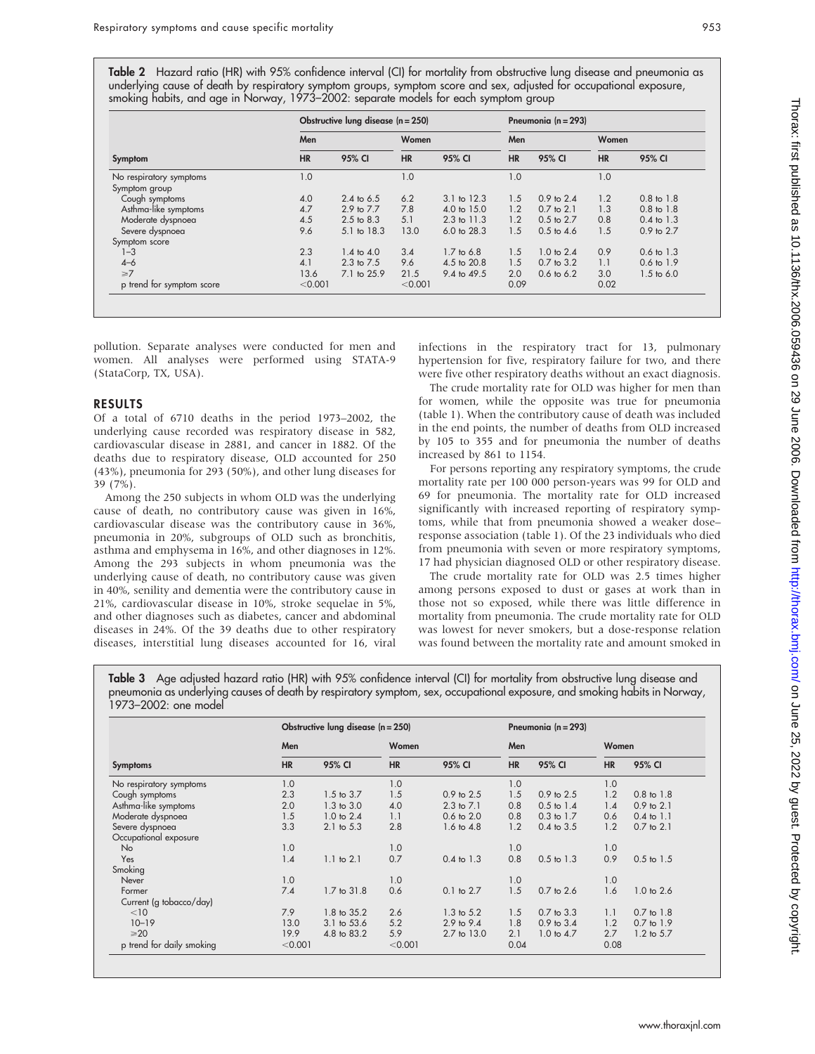**Table 2** Hazard ratio (HR) with 95% confidence interval (CI) for mortality from obstructive lung disease and pneumonia as underlying cause of death by respiratory symptom groups, symptom score and sex, adjusted for occupational exposure, smoking habits, and age in Norway, 1973–2002: separate models for each symptom group

| | Obstructive lung disease (n = 250) | | | | Pneumonia (n = 293) | | | |
|---|---|---|---|---|---|---|---|---|
| | Men | | Women | | Men | | Women | |
| Symptom | HR | 95% CI | HR | 95% CI | HR | 95% CI | HR | 95% CI |
| No respiratory symptoms | 1.0 | | 1.0 | | 1.0 | | 1.0 | |
| Symptom group | | | | | | | | |
| Cough symptoms | 4.0 | 2.4 to 6.5 | 6.2 | 3.1 to 12.3 | 1.5 | 0.9 to 2.4 | 1.2 | 0.8 to 1.8 |
| Asthma-like symptoms | 4.7 | 2.9 to 7.7 | 7.8 | 4.0 to 15.0 | 1.2 | 0.7 to 2.1 | 1.3 | 0.8 to 1.8 |
| Moderate dyspnoea | 4.5 | 2.5 to 8.3 | 5.1 | 2.3 to 11.3 | 1.2 | 0.5 to 2.7 | 0.8 | 0.4 to 1.3 |
| Severe dyspnoea | 9.6 | 5.1 to 18.3 | 13.0 | 6.0 to 28.3 | 1.5 | 0.5 to 4.6 | 1.5 | 0.9 to 2.7 |
| Symptom score | | | | | | | | |
| 1–3 | 2.3 | 1.4 to 4.0 | 3.4 | 1.7 to 6.8 | 1.5 | 1.0 to 2.4 | 0.9 | 0.6 to 1.3 |
| 4–6 | 4.1 | 2.3 to 7.5 | 9.6 | 4.5 to 20.8 | 1.5 | 0.7 to 3.2 | 1.1 | 0.6 to 1.9 |
| ⩾7 | 13.6 | 7.1 to 25.9 | 21.5 | 9.4 to 49.5 | 2.0 | 0.6 to 6.2 | 3.0 | 1.5 to 6.0 |
| p trend for symptom score | <0.001 | | <0.001 | | 0.09 | | 0.02 | |

pollution. Separate analyses were conducted for men and women. All analyses were performed using STATA-9 (StataCorp, TX, USA).

## RESULTS

Of a total of 6710 deaths in the period 1973–2002, the underlying cause recorded was respiratory disease in 582, cardiovascular disease in 2881, and cancer in 1882. Of the deaths due to respiratory disease, OLD accounted for 250 (43%), pneumonia for 293 (50%), and other lung diseases for 39 (7%).

Among the 250 subjects in whom OLD was the underlying cause of death, no contributory cause was given in 16%, cardiovascular disease was the contributory cause in 36%, pneumonia in 20%, subgroups of OLD such as bronchitis, asthma and emphysema in 16%, and other diagnoses in 12%. Among the 293 subjects in whom pneumonia was the underlying cause of death, no contributory cause was given in 40%, senility and dementia were the contributory cause in 21%, cardiovascular disease in 10%, stroke sequelae in 5%, and other diagnoses such as diabetes, cancer and abdominal diseases in 24%. Of the 39 deaths due to other respiratory diseases, interstitial lung diseases accounted for 16, viral infections in the respiratory tract for 13, pulmonary hypertension for five, respiratory failure for two, and there were five other respiratory deaths without an exact diagnosis.

The crude mortality rate for OLD was higher for men than for women, while the opposite was true for pneumonia (table 1). When the contributory cause of death was included in the end points, the number of deaths from OLD increased by 105 to 355 and for pneumonia the number of deaths increased by 861 to 1154.

For persons reporting any respiratory symptoms, the crude mortality rate per 100 000 person-years was 99 for OLD and 69 for pneumonia. The mortality rate for OLD increased significantly with increased reporting of respiratory symptoms, while that from pneumonia showed a weaker dose–response association (table 1). Of the 23 individuals who died from pneumonia with seven or more respiratory symptoms, 17 had physician diagnosed OLD or other respiratory disease.

The crude mortality rate for OLD was 2.5 times higher among persons exposed to dust or gases at work than in those not so exposed, while there was little difference in mortality from pneumonia. The crude mortality rate for OLD was lowest for never smokers, but a dose-response relation was found between the mortality rate and amount smoked in

**Table 3** Age adjusted hazard ratio (HR) with 95% confidence interval (CI) for mortality from obstructive lung disease and pneumonia as underlying causes of death by respiratory symptom, sex, occupational exposure, and smoking habits in Norway, 1973–2002: one model

| | Obstructive lung disease (n = 250) | | | | Pneumonia (n = 293) | | | |
|---|---|---|---|---|---|---|---|---|
| | Men | | Women | | Men | | Women | |
| Symptoms | HR | 95% CI | HR | 95% CI | HR | 95% CI | HR | 95% CI |
| No respiratory symptoms | 1.0 | | 1.0 | | 1.0 | | 1.0 | |
| Cough symptoms | 2.3 | 1.5 to 3.7 | 1.5 | 0.9 to 2.5 | 1.5 | 0.9 to 2.5 | 1.2 | 0.8 to 1.8 |
| Asthma-like symptoms | 2.0 | 1.3 to 3.0 | 4.0 | 2.3 to 7.1 | 0.8 | 0.5 to 1.4 | 1.4 | 0.9 to 2.1 |
| Moderate dyspnoea | 1.5 | 1.0 to 2.4 | 1.1 | 0.6 to 2.0 | 0.8 | 0.3 to 1.7 | 0.6 | 0.4 to 1.1 |
| Severe dyspnoea | 3.3 | 2.1 to 5.3 | 2.8 | 1.6 to 4.8 | 1.2 | 0.4 to 3.5 | 1.2 | 0.7 to 2.1 |
| Occupational exposure | | | | | | | | |
| No | 1.0 | | 1.0 | | 1.0 | | 1.0 | |
| Yes | 1.4 | 1.1 to 2.1 | 0.7 | 0.4 to 1.3 | 0.8 | 0.5 to 1.3 | 0.9 | 0.5 to 1.5 |
| Smoking | | | | | | | | |
| Never | 1.0 | | 1.0 | | 1.0 | | 1.0 | |
| Former | 7.4 | 1.7 to 31.8 | 0.6 | 0.1 to 2.7 | 1.5 | 0.7 to 2.6 | 1.6 | 1.0 to 2.6 |
| Current (g tobacco/day) | | | | | | | | |
| <10 | 7.9 | 1.8 to 35.2 | 2.6 | 1.3 to 5.2 | 1.5 | 0.7 to 3.3 | 1.1 | 0.7 to 1.8 |
| 10–19 | 13.0 | 3.1 to 53.6 | 5.2 | 2.9 to 9.4 | 1.8 | 0.9 to 3.4 | 1.2 | 0.7 to 1.9 |
| ⩾20 | 19.9 | 4.8 to 83.2 | 5.9 | 2.7 to 13.0 | 2.1 | 1.0 to 4.7 | 2.7 | 1.2 to 5.7 |
| p trend for daily smoking | <0.001 | | <0.001 | | 0.04 | | 0.08 | |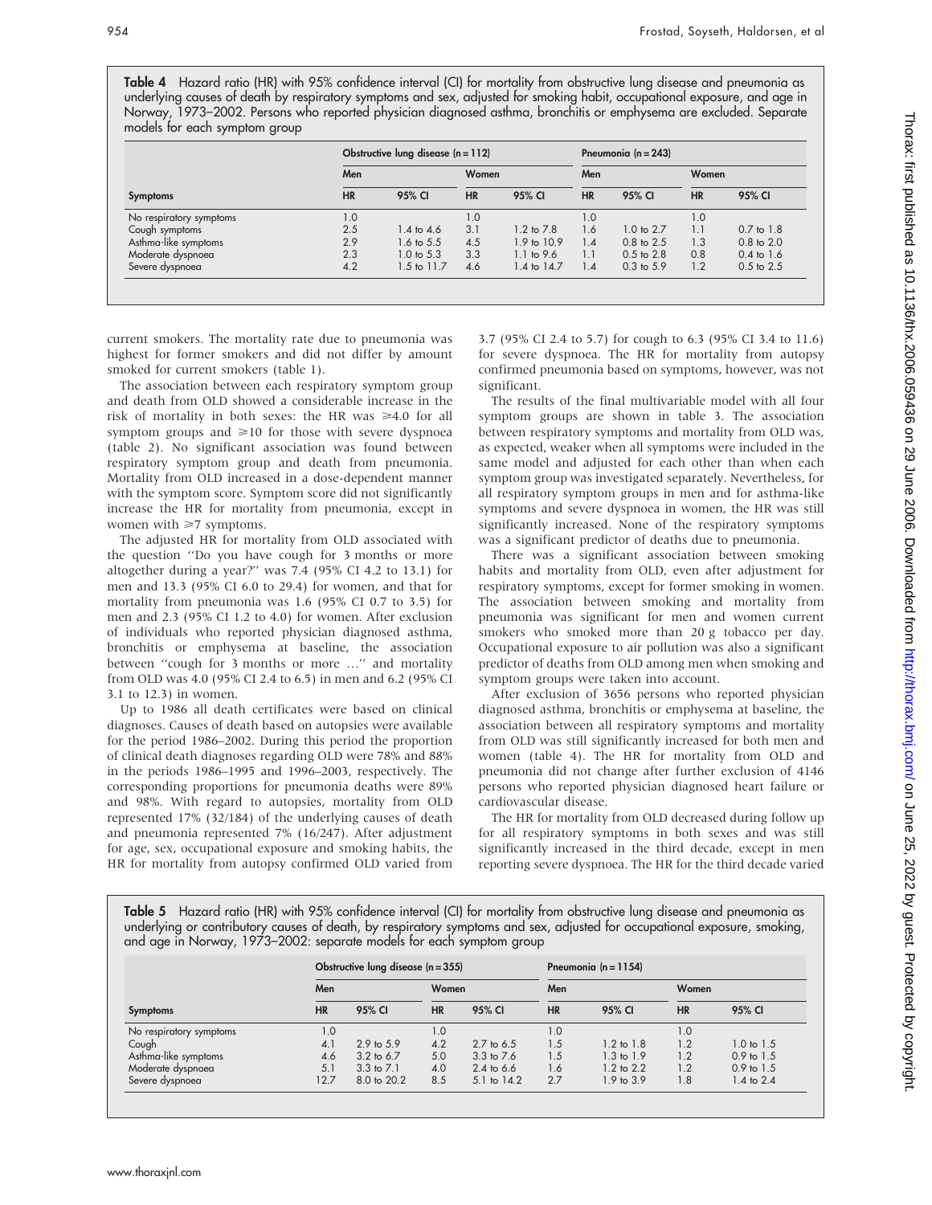**Table 4** Hazard ratio (HR) with 95% confidence interval (CI) for mortality from obstructive lung disease and pneumonia as underlying causes of death by respiratory symptoms and sex, adjusted for smoking habit, occupational exposure, and age in Norway, 1973–2002. Persons who reported physician diagnosed asthma, bronchitis or emphysema are excluded. Separate models for each symptom group

| | Obstructive lung disease (n = 112) | | | | Pneumonia (n = 243) | | | |
|---|---|---|---|---|---|---|---|---|
| | Men | | Women | | Men | | Women | |
| Symptoms | HR | 95% CI | HR | 95% CI | HR | 95% CI | HR | 95% CI |
| No respiratory symptoms | 1.0 | | 1.0 | | 1.0 | | 1.0 | |
| Cough symptoms | 2.5 | 1.4 to 4.6 | 3.1 | 1.2 to 7.8 | 1.6 | 1.0 to 2.7 | 1.1 | 0.7 to 1.8 |
| Asthma-like symptoms | 2.9 | 1.6 to 5.5 | 4.5 | 1.9 to 10.9 | 1.4 | 0.8 to 2.5 | 1.3 | 0.8 to 2.0 |
| Moderate dyspnoea | 2.3 | 1.0 to 5.3 | 3.3 | 1.1 to 9.6 | 1.1 | 0.5 to 2.8 | 0.8 | 0.4 to 1.6 |
| Severe dyspnoea | 4.2 | 1.5 to 11.7 | 4.6 | 1.4 to 14.7 | 1.4 | 0.3 to 5.9 | 1.2 | 0.5 to 2.5 |

current smokers. The mortality rate due to pneumonia was highest for former smokers and did not differ by amount smoked for current smokers (table 1).

The association between each respiratory symptom group and death from OLD showed a considerable increase in the risk of mortality in both sexes: the HR was ≥4.0 for all symptom groups and ≥10 for those with severe dyspnoea (table 2). No significant association was found between respiratory symptom group and death from pneumonia. Mortality from OLD increased in a dose-dependent manner with the symptom score. Symptom score did not significantly increase the HR for mortality from pneumonia, except in women with ≥7 symptoms.

The adjusted HR for mortality from OLD associated with the question "Do you have cough for 3 months or more altogether during a year?" was 7.4 (95% CI 4.2 to 13.1) for men and 13.3 (95% CI 6.0 to 29.4) for women, and that for mortality from pneumonia was 1.6 (95% CI 0.7 to 3.5) for men and 2.3 (95% CI 1.2 to 4.0) for women. After exclusion of individuals who reported physician diagnosed asthma, bronchitis or emphysema at baseline, the association between "cough for 3 months or more …" and mortality from OLD was 4.0 (95% CI 2.4 to 6.5) in men and 6.2 (95% CI 3.1 to 12.3) in women.

Up to 1986 all death certificates were based on clinical diagnoses. Causes of death based on autopsies were available for the period 1986–2002. During this period the proportion of clinical death diagnoses regarding OLD were 78% and 88% in the periods 1986–1995 and 1996–2003, respectively. The corresponding proportions for pneumonia deaths were 89% and 98%. With regard to autopsies, mortality from OLD represented 17% (32/184) of the underlying causes of death and pneumonia represented 7% (16/247). After adjustment for age, sex, occupational exposure and smoking habits, the HR for mortality from autopsy confirmed OLD varied from 3.7 (95% CI 2.4 to 5.7) for cough to 6.3 (95% CI 3.4 to 11.6) for severe dyspnoea. The HR for mortality from autopsy confirmed pneumonia based on symptoms, however, was not significant.

The results of the final multivariable model with all four symptom groups are shown in table 3. The association between respiratory symptoms and mortality from OLD was, as expected, weaker when all symptoms were included in the same model and adjusted for each other than when each symptom group was investigated separately. Nevertheless, for all respiratory symptom groups in men and for asthma-like symptoms and severe dyspnoea in women, the HR was still significantly increased. None of the respiratory symptoms was a significant predictor of deaths due to pneumonia.

There was a significant association between smoking habits and mortality from OLD, even after adjustment for respiratory symptoms, except for former smoking in women. The association between smoking and mortality from pneumonia was significant for men and women current smokers who smoked more than 20 g tobacco per day. Occupational exposure to air pollution was also a significant predictor of deaths from OLD among men when smoking and symptom groups were taken into account.

After exclusion of 3656 persons who reported physician diagnosed asthma, bronchitis or emphysema at baseline, the association between all respiratory symptoms and mortality from OLD was still significantly increased for both men and women (table 4). The HR for mortality from OLD and pneumonia did not change after further exclusion of 4146 persons who reported physician diagnosed heart failure or cardiovascular disease.

The HR for mortality from OLD decreased during follow up for all respiratory symptoms in both sexes and was still significantly increased in the third decade, except in men reporting severe dyspnoea. The HR for the third decade varied

**Table 5** Hazard ratio (HR) with 95% confidence interval (CI) for mortality from obstructive lung disease and pneumonia as underlying or contributory causes of death, by respiratory symptoms and sex, adjusted for occupational exposure, smoking, and age in Norway, 1973–2002: separate models for each symptom group

| | Obstructive lung disease (n = 355) | | | | Pneumonia (n = 1154) | | | |
|---|---|---|---|---|---|---|---|---|
| | Men | | Women | | Men | | Women | |
| Symptoms | HR | 95% CI | HR | 95% CI | HR | 95% CI | HR | 95% CI |
| No respiratory symptoms | 1.0 | | 1.0 | | 1.0 | | 1.0 | |
| Cough | 4.1 | 2.9 to 5.9 | 4.2 | 2.7 to 6.5 | 1.5 | 1.2 to 1.8 | 1.2 | 1.0 to 1.5 |
| Asthma-like symptoms | 4.6 | 3.2 to 6.7 | 5.0 | 3.3 to 7.6 | 1.5 | 1.3 to 1.9 | 1.2 | 0.9 to 1.5 |
| Moderate dyspnoea | 5.1 | 3.3 to 7.1 | 4.0 | 2.4 to 6.6 | 1.6 | 1.2 to 2.2 | 1.2 | 0.9 to 1.5 |
| Severe dyspnoea | 12.7 | 8.0 to 20.2 | 8.5 | 5.1 to 14.2 | 2.7 | 1.9 to 3.9 | 1.8 | 1.4 to 2.4 |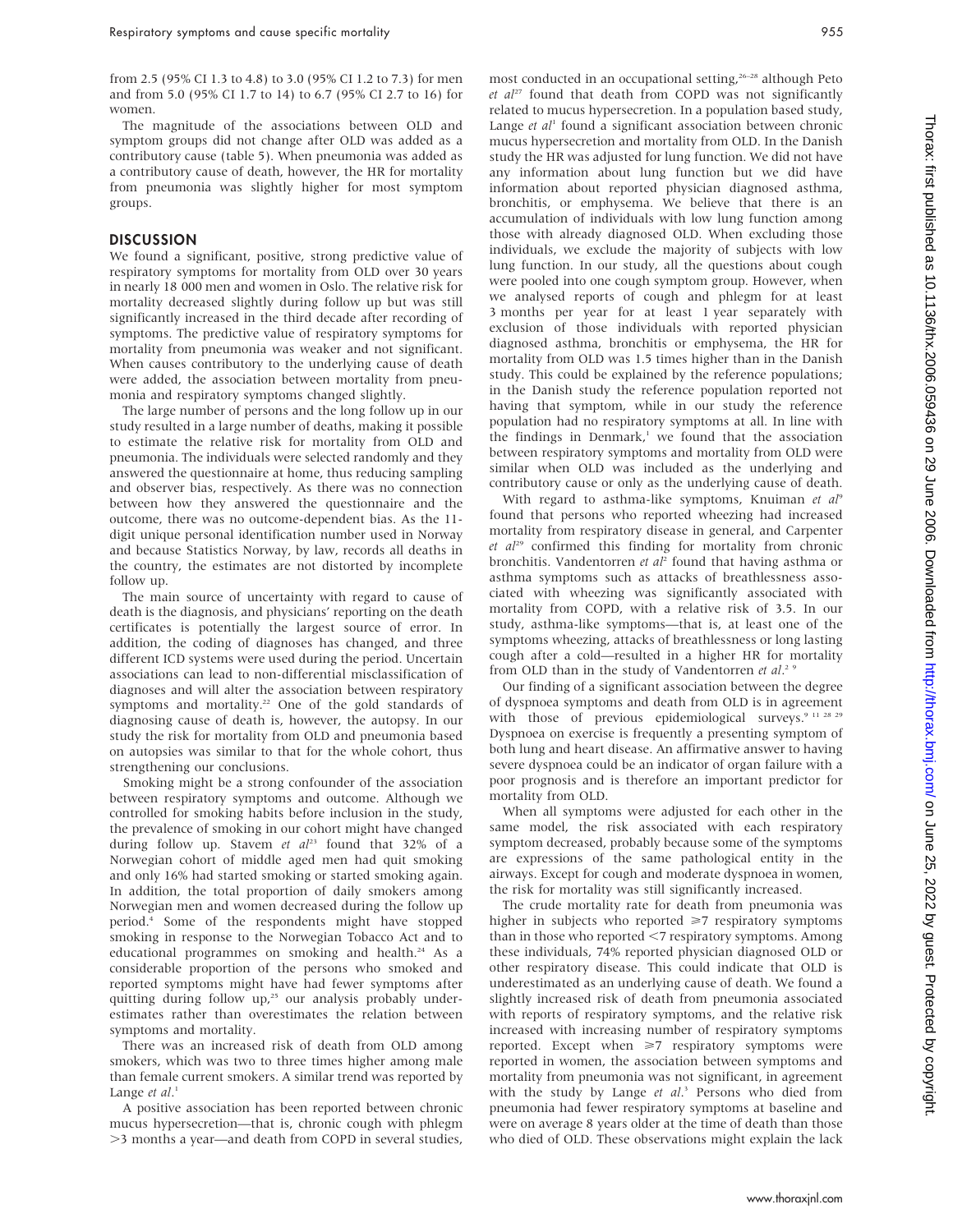from 2.5 (95% CI 1.3 to 4.8) to 3.0 (95% CI 1.2 to 7.3) for men and from 5.0 (95% CI 1.7 to 14) to 6.7 (95% CI 2.7 to 16) for women.

The magnitude of the associations between OLD and symptom groups did not change after OLD was added as a contributory cause (table 5). When pneumonia was added as a contributory cause of death, however, the HR for mortality from pneumonia was slightly higher for most symptom groups.

## DISCUSSION

We found a significant, positive, strong predictive value of respiratory symptoms for mortality from OLD over 30 years in nearly 18 000 men and women in Oslo. The relative risk for mortality decreased slightly during follow up but was still significantly increased in the third decade after recording of symptoms. The predictive value of respiratory symptoms for mortality from pneumonia was weaker and not significant. When causes contributory to the underlying cause of death were added, the association between mortality from pneumonia and respiratory symptoms changed slightly.

The large number of persons and the long follow up in our study resulted in a large number of deaths, making it possible to estimate the relative risk for mortality from OLD and pneumonia. The individuals were selected randomly and they answered the questionnaire at home, thus reducing sampling and observer bias, respectively. As there was no connection between how they answered the questionnaire and the outcome, there was no outcome-dependent bias. As the 11-digit unique personal identification number used in Norway and because Statistics Norway, by law, records all deaths in the country, the estimates are not distorted by incomplete follow up.

The main source of uncertainty with regard to cause of death is the diagnosis, and physicians' reporting on the death certificates is potentially the largest source of error. In addition, the coding of diagnoses has changed, and three different ICD systems were used during the period. Uncertain associations can lead to non-differential misclassification of diagnoses and will alter the association between respiratory symptoms and mortality.[22] One of the gold standards of diagnosing cause of death is, however, the autopsy. In our study the risk for mortality from OLD and pneumonia based on autopsies was similar to that for the whole cohort, thus strengthening our conclusions.

Smoking might be a strong confounder of the association between respiratory symptoms and outcome. Although we controlled for smoking habits before inclusion in the study, the prevalence of smoking in our cohort might have changed during follow up. Stavem *et al*[23] found that 32% of a Norwegian cohort of middle aged men had quit smoking and only 16% had started smoking or started smoking again. In addition, the total proportion of daily smokers among Norwegian men and women decreased during the follow up period.[4] Some of the respondents might have stopped smoking in response to the Norwegian Tobacco Act and to educational programmes on smoking and health.[24] As a considerable proportion of the persons who smoked and reported symptoms might have had fewer symptoms after quitting during follow up,[25] our analysis probably underestimates rather than overestimates the relation between symptoms and mortality.

There was an increased risk of death from OLD among smokers, which was two to three times higher among male than female current smokers. A similar trend was reported by Lange *et al*.[1]

A positive association has been reported between chronic mucus hypersecretion—that is, chronic cough with phlegm >3 months a year—and death from COPD in several studies, most conducted in an occupational setting,[26–28] although Peto *et al*[27] found that death from COPD was not significantly related to mucus hypersecretion. In a population based study, Lange *et al*[1] found a significant association between chronic mucus hypersecretion and mortality from OLD. In the Danish study the HR was adjusted for lung function. We did not have any information about lung function but we did have information about reported physician diagnosed asthma, bronchitis, or emphysema. We believe that there is an accumulation of individuals with low lung function among those with already diagnosed OLD. When excluding those individuals, we exclude the majority of subjects with low lung function. In our study, all the questions about cough were pooled into one cough symptom group. However, when we analysed reports of cough and phlegm for at least 3 months per year for at least 1 year separately with exclusion of those individuals with reported physician diagnosed asthma, bronchitis or emphysema, the HR for mortality from OLD was 1.5 times higher than in the Danish study. This could be explained by the reference populations; in the Danish study the reference population reported not having that symptom, while in our study the reference population had no respiratory symptoms at all. In line with the findings in Denmark,[1] we found that the association between respiratory symptoms and mortality from OLD were similar when OLD was included as the underlying and contributory cause or only as the underlying cause of death.

With regard to asthma-like symptoms, Knuiman *et al*[9] found that persons who reported wheezing had increased mortality from respiratory disease in general, and Carpenter *et al*[29] confirmed this finding for mortality from chronic bronchitis. Vandentorren *et al*[2] found that having asthma or asthma symptoms such as attacks of breathlessness associated with wheezing was significantly associated with mortality from COPD, with a relative risk of 3.5. In our study, asthma-like symptoms—that is, at least one of the symptoms wheezing, attacks of breathlessness or long lasting cough after a cold—resulted in a higher HR for mortality from OLD than in the study of Vandentorren *et al*.[2 9]

Our finding of a significant association between the degree of dyspnoea symptoms and death from OLD is in agreement with those of previous epidemiological surveys.[9 11 28 29] Dyspnoea on exercise is frequently a presenting symptom of both lung and heart disease. An affirmative answer to having severe dyspnoea could be an indicator of organ failure with a poor prognosis and is therefore an important predictor for mortality from OLD.

When all symptoms were adjusted for each other in the same model, the risk associated with each respiratory symptom decreased, probably because some of the symptoms are expressions of the same pathological entity in the airways. Except for cough and moderate dyspnoea in women, the risk for mortality was still significantly increased.

The crude mortality rate for death from pneumonia was higher in subjects who reported ≥7 respiratory symptoms than in those who reported <7 respiratory symptoms. Among these individuals, 74% reported physician diagnosed OLD or other respiratory disease. This could indicate that OLD is underestimated as an underlying cause of death. We found a slightly increased risk of death from pneumonia associated with reports of respiratory symptoms, and the relative risk increased with increasing number of respiratory symptoms reported. Except when ≥7 respiratory symptoms were reported in women, the association between symptoms and mortality from pneumonia was not significant, in agreement with the study by Lange *et al*.[3] Persons who died from pneumonia had fewer respiratory symptoms at baseline and were on average 8 years older at the time of death than those who died of OLD. These observations might explain the lack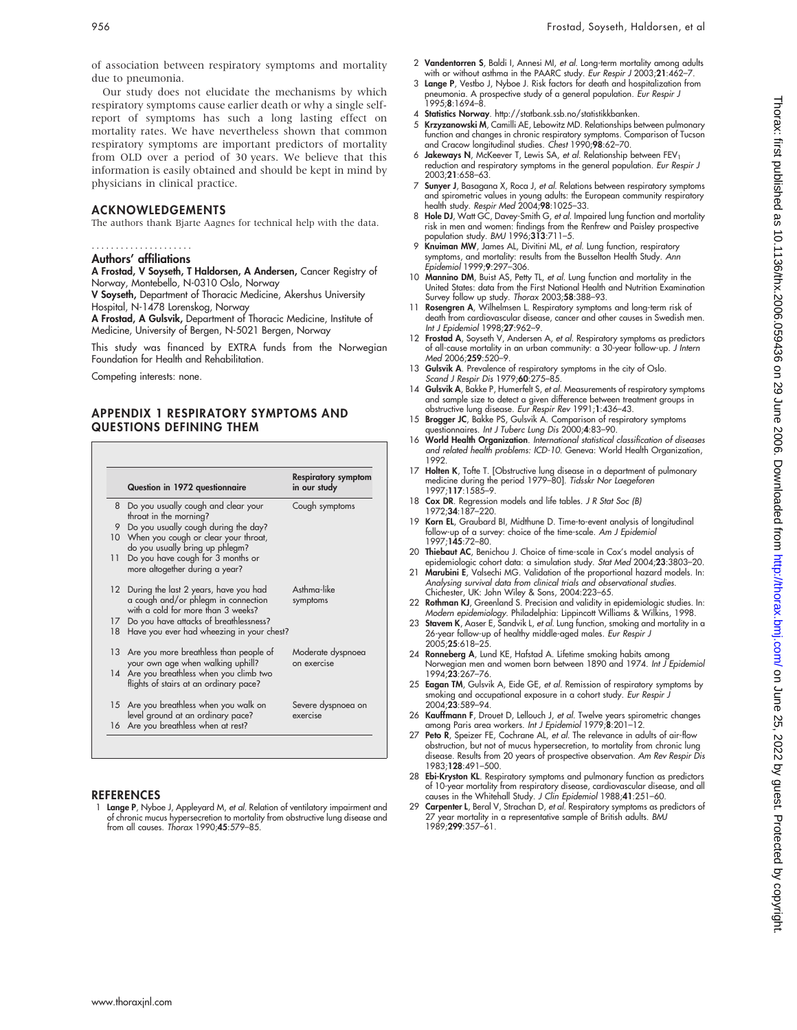of association between respiratory symptoms and mortality due to pneumonia.

Our study does not elucidate the mechanisms by which respiratory symptoms cause earlier death or why a single self-report of symptoms has such a long lasting effect on mortality rates. We have nevertheless shown that common respiratory symptoms are important predictors of mortality from OLD over a period of 30 years. We believe that this information is easily obtained and should be kept in mind by physicians in clinical practice.

## ACKNOWLEDGEMENTS

The authors thank Bjarte Aagnes for technical help with the data.

### Authors' affiliations

**A Frostad, V Soyseth, T Haldorsen, A Andersen,** Cancer Registry of Norway, Montebello, N-0310 Oslo, Norway

**V Soyseth,** Department of Thoracic Medicine, Akershus University Hospital, N-1478 Lorenskog, Norway

**A Frostad, A Gulsvik,** Department of Thoracic Medicine, Institute of Medicine, University of Bergen, N-5021 Bergen, Norway

This study was financed by EXTRA funds from the Norwegian Foundation for Health and Rehabilitation.

Competing interests: none.

## APPENDIX 1 RESPIRATORY SYMPTOMS AND QUESTIONS DEFINING THEM

| | Question in 1972 questionnaire | Respiratory symptom in our study |
|---|---|---|
| 8 | Do you usually cough and clear your throat in the morning? | Cough symptoms |
| 9 | Do you usually cough during the day? | |
| 10 | When you cough or clear your throat, do you usually bring up phlegm? | |
| 11 | Do you have cough for 3 months or more altogether during a year? | |
| 12 | During the last 2 years, have you had a cough and/or phlegm in connection with a cold for more than 3 weeks? | Asthma-like symptoms |
| 17 | Do you have attacks of breathlessness? | |
| 18 | Have you ever had wheezing in your chest? | |
| 13 | Are you more breathless than people of your own age when walking uphill? | Moderate dyspnoea on exercise |
| 14 | Are you breathless when you climb two flights of stairs at an ordinary pace? | |
| 15 | Are you breathless when you walk on level ground at an ordinary pace? | Severe dyspnoea on exercise |
| 16 | Are you breathless when at rest? | |

## REFERENCES

1. **Lange P**, Nyboe J, Appleyard M, *et al*. Relation of ventilatory impairment and of chronic mucus hypersecretion to mortality from obstructive lung disease and from all causes. *Thorax* 1990;**45**:579–85.
2. **Vandentorren S**, Baldi I, Annesi MI, *et al*. Long-term mortality among adults with or without asthma in the PAARC study. *Eur Respir J* 2003;**21**:462–7.
3. **Lange P**, Vestbo J, Nyboe J. Risk factors for death and hospitalization from pneumonia. A prospective study of a general population. *Eur Respir J* 1995;**8**:1694–8.
4. **Statistics Norway**. http://statbank.ssb.no/statistikkbanken.
5. **Krzyzanowski M**, Camilli AE, Lebowitz MD. Relationships between pulmonary function and changes in chronic respiratory symptoms. Comparison of Tucson and Cracow longitudinal studies. *Chest* 1990;**98**:62–70.
6. **Jakeways N**, McKeever T, Lewis SA, *et al*. Relationship between $FEV_1$ reduction and respiratory symptoms in the general population. *Eur Respir J* 2003;**21**:658–63.
7. **Sunyer J**, Basagana X, Roca J, *et al*. Relations between respiratory symptoms and spirometric values in young adults: the European community respiratory health study. *Respir Med* 2004;**98**:1025–33.
8. **Hole DJ**, Watt GC, Davey-Smith G, *et al*. Impaired lung function and mortality risk in men and women: findings from the Renfrew and Paisley prospective population study. *BMJ* 1996;**313**:711–5.
9. **Knuiman MW**, James AL, Divitini ML, *et al*. Lung function, respiratory symptoms, and mortality: results from the Busselton Health Study. *Ann Epidemiol* 1999;**9**:297–306.
10. **Mannino DM**, Buist AS, Petty TL, *et al*. Lung function and mortality in the United States: data from the First National Health and Nutrition Examination Survey follow up study. *Thorax* 2003;**58**:388–93.
11. **Rosengren A**, Wilhelmsen L. Respiratory symptoms and long-term risk of death from cardiovascular disease, cancer and other causes in Swedish men. *Int J Epidemiol* 1998;**27**:962–9.
12. **Frostad A**, Soyseth V, Andersen A, *et al*. Respiratory symptoms as predictors of all-cause mortality in an urban community: a 30-year follow-up. *J Intern Med* 2006;**259**:520–9.
13. **Gulsvik A**. Prevalence of respiratory symptoms in the city of Oslo. *Scand J Respir Dis* 1979;**60**:275–85.
14. **Gulsvik A**, Bakke P, Humerfelt S, *et al*. Measurements of respiratory symptoms and sample size to detect a given difference between treatment groups in obstructive lung disease. *Eur Respir Rev* 1991;**1**:436–43.
15. **Brogger JC**, Bakke PS, Gulsvik A. Comparison of respiratory symptoms questionnaires. *Int J Tuberc Lung Dis* 2000;**4**:83–90.
16. **World Health Organization**. *International statistical classification of diseases and related health problems: ICD-10*. Geneva: World Health Organization, 1992.
17. **Holten K**, Tofte T. [Obstructive lung disease in a department of pulmonary medicine during the period 1979–80]. *Tidsskr Nor Laegeforen* 1997;**117**:1585–9.
18. **Cox DR**. Regression models and life tables. *J R Stat Soc (B)* 1972;**34**:187–220.
19. **Korn EL**, Graubard BI, Midthune D. Time-to-event analysis of longitudinal follow-up of a survey: choice of the time-scale. *Am J Epidemiol* 1997;**145**:72–80.
20. **Thiebaut AC**, Benichou J. Choice of time-scale in Cox's model analysis of epidemiologic cohort data: a simulation study. *Stat Med* 2004;**23**:3803–20.
21. **Marubini E**, Valsechi MG. Validation of the proportional hazard models. In: *Analysing survival data from clinical trials and observational studies*. Chichester, UK: John Wiley & Sons, 2004:223–65.
22. **Rothman KJ**, Greenland S. Precision and validity in epidemiologic studies. In: *Modern epidemiology*. Philadelphia: Lippincott Williams & Wilkins, 1998.
23. **Stavem K**, Aaser E, Sandvik L, *et al*. Lung function, smoking and mortality in a 26-year follow-up of healthy middle-aged males. *Eur Respir J* 2005;**25**:618–25.
24. **Ronneberg A**, Lund KE, Hafstad A. Lifetime smoking habits among Norwegian men and women born between 1890 and 1974. *Int J Epidemiol* 1994;**23**:267–76.
25. **Eagan TM**, Gulsvik A, Eide GE, *et al*. Remission of respiratory symptoms by smoking and occupational exposure in a cohort study. *Eur Respir J* 2004;**23**:589–94.
26. **Kauffmann F**, Drouet D, Lellouch J, *et al*. Twelve years spirometric changes among Paris area workers. *Int J Epidemiol* 1979;**8**:201–12.
27. **Peto R**, Speizer FE, Cochrane AL, *et al*. The relevance in adults of air-flow obstruction, but not of mucus hypersecretion, to mortality from chronic lung disease. Results from 20 years of prospective observation. *Am Rev Respir Dis* 1983;**128**:491–500.
28. **Ebi-Kryston KL**. Respiratory symptoms and pulmonary function as predictors of 10-year mortality from respiratory disease, cardiovascular disease, and all causes in the Whitehall Study. *J Clin Epidemiol* 1988;**41**:251–60.
29. **Carpenter L**, Beral V, Strachan D, *et al*. Respiratory symptoms as predictors of 27 year mortality in a representative sample of British adults. *BMJ* 1989;**299**:357–61.